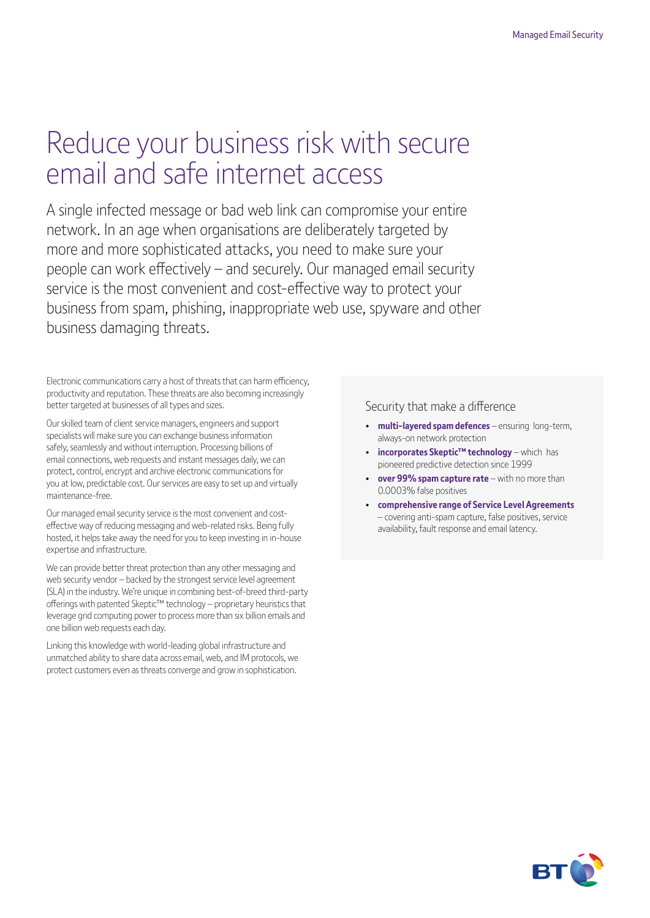# Reduce your business risk with secure email and safe internet access

A single infected message or bad web link can compromise your entire network. In an age when organisations are deliberately targeted by more and more sophisticated attacks, you need to make sure your people can work effectively – and securely. Our managed email security service is the most convenient and cost-effective way to protect your business from spam, phishing, inappropriate web use, spyware and other business damaging threats.

Electronic communications carry a host of threats that can harm efficiency, productivity and reputation. These threats are also becoming increasingly better targeted at businesses of all types and sizes.

Our skilled team of client service managers, engineers and support specialists will make sure you can exchange business information safely, seamlessly and without interruption. Processing billions of email connections, web requests and instant messages daily, we can protect, control, encrypt and archive electronic communications for you at low, predictable cost. Our services are easy to set up and virtually maintenance-free.

Our managed email security service is the most convenient and cost-effective way of reducing messaging and web-related risks. Being fully hosted, it helps take away the need for you to keep investing in in-house expertise and infrastructure.

We can provide better threat protection than any other messaging and web security vendor – backed by the strongest service level agreement (SLA) in the industry. We're unique in combining best-of-breed third-party offerings with patented Skeptic™ technology – proprietary heuristics that leverage grid computing power to process more than six billion emails and one billion web requests each day.

Linking this knowledge with world-leading global infrastructure and unmatched ability to share data across email, web, and IM protocols, we protect customers even as threats converge and grow in sophistication.

## Security that make a difference

- **multi-layered spam defences** – ensuring long-term, always-on network protection
- **incorporates Skeptic™ technology** – which has pioneered predictive detection since 1999
- **over 99% spam capture rate** – with no more than 0.0003% false positives
- **comprehensive range of Service Level Agreements** – covering anti-spam capture, false positives, service availability, fault response and email latency.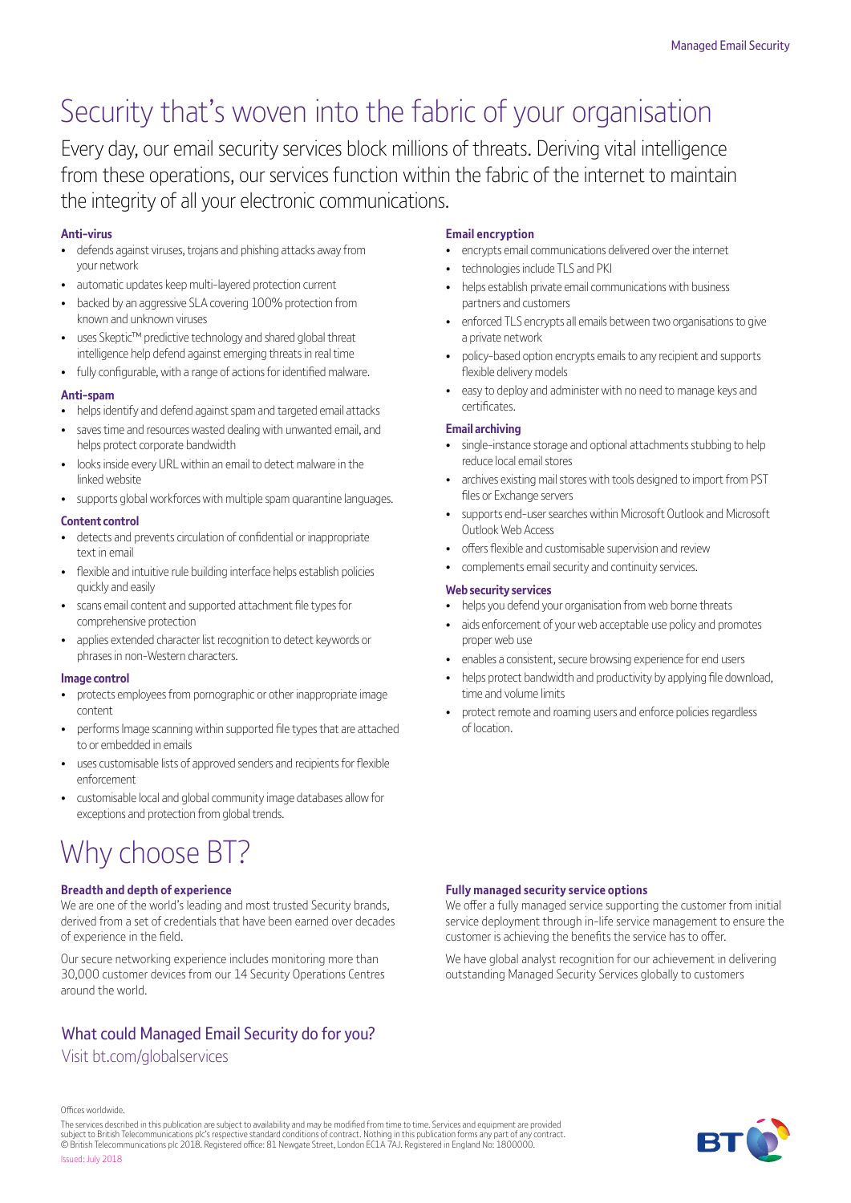# Security that's woven into the fabric of your organisation

Every day, our email security services block millions of threats. Deriving vital intelligence from these operations, our services function within the fabric of the internet to maintain the integrity of all your electronic communications.

### Anti-virus

- defends against viruses, trojans and phishing attacks away from your network
- automatic updates keep multi-layered protection current
- backed by an aggressive SLA covering 100% protection from known and unknown viruses
- uses Skeptic™ predictive technology and shared global threat intelligence help defend against emerging threats in real time
- fully configurable, with a range of actions for identified malware.

### Anti-spam

- helps identify and defend against spam and targeted email attacks
- saves time and resources wasted dealing with unwanted email, and helps protect corporate bandwidth
- looks inside every URL within an email to detect malware in the linked website
- supports global workforces with multiple spam quarantine languages.

### Content control

- detects and prevents circulation of confidential or inappropriate text in email
- flexible and intuitive rule building interface helps establish policies quickly and easily
- scans email content and supported attachment file types for comprehensive protection
- applies extended character list recognition to detect keywords or phrases in non-Western characters.

### Image control

- protects employees from pornographic or other inappropriate image content
- performs Image scanning within supported file types that are attached to or embedded in emails
- uses customisable lists of approved senders and recipients for flexible enforcement
- customisable local and global community image databases allow for exceptions and protection from global trends.

### Email encryption

- encrypts email communications delivered over the internet
- technologies include TLS and PKI
- helps establish private email communications with business partners and customers
- enforced TLS encrypts all emails between two organisations to give a private network
- policy-based option encrypts emails to any recipient and supports flexible delivery models
- easy to deploy and administer with no need to manage keys and certificates.

### Email archiving

- single-instance storage and optional attachments stubbing to help reduce local email stores
- archives existing mail stores with tools designed to import from PST files or Exchange servers
- supports end-user searches within Microsoft Outlook and Microsoft Outlook Web Access
- offers flexible and customisable supervision and review
- complements email security and continuity services.

### Web security services

- helps you defend your organisation from web borne threats
- aids enforcement of your web acceptable use policy and promotes proper web use
- enables a consistent, secure browsing experience for end users
- helps protect bandwidth and productivity by applying file download, time and volume limits
- protect remote and roaming users and enforce policies regardless of location.

# Why choose BT?

### Breadth and depth of experience

We are one of the world's leading and most trusted Security brands, derived from a set of credentials that have been earned over decades of experience in the field.

Our secure networking experience includes monitoring more than 30,000 customer devices from our 14 Security Operations Centres around the world.

### Fully managed security service options

We offer a fully managed service supporting the customer from initial service deployment through in-life service management to ensure the customer is achieving the benefits the service has to offer.

We have global analyst recognition for our achievement in delivering outstanding Managed Security Services globally to customers

## What could Managed Email Security do for you?

Visit bt.com/globalservices

Offices worldwide.

The services described in this publication are subject to availability and may be modified from time to time. Services and equipment are provided subject to British Telecommunications plc's respective standard conditions of contract. Nothing in this publication forms any part of any contract.
© British Telecommunications plc 2018. Registered office: 81 Newgate Street, London EC1A 7AJ. Registered in England No: 1800000.

Issued: July 2018